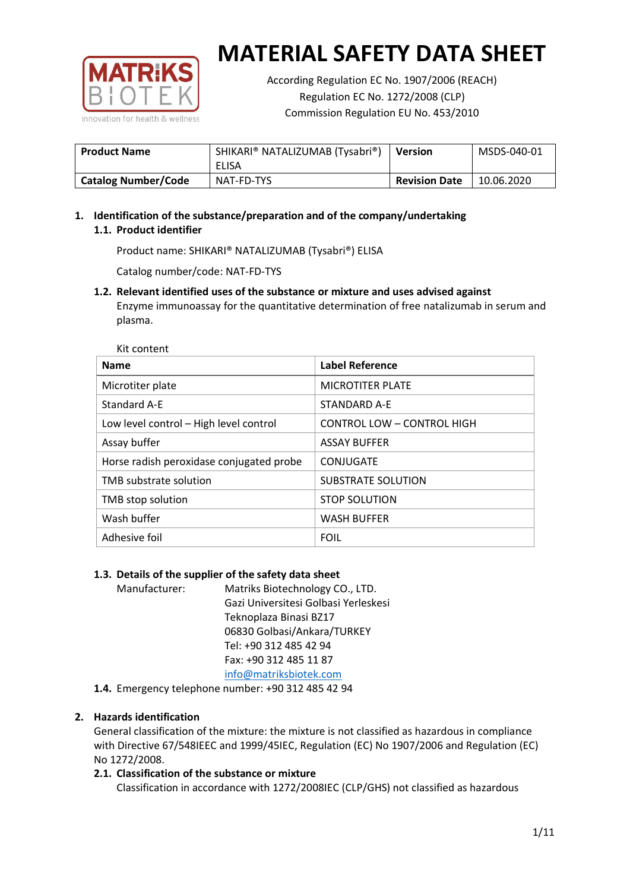# MATERIAL SAFETY DATA SHEET

According Regulation EC No. 1907/2006 (REACH)
Regulation EC No. 1272/2008 (CLP)
Commission Regulation EU No. 453/2010

| **Product Name** | SHIKARI® NATALIZUMAB (Tysabri®) ELISA | **Version** | MSDS-040-01 |
|---|---|---|---|
| **Catalog Number/Code** | NAT-FD-TYS | **Revision Date** | 10.06.2020 |

## 1. Identification of the substance/preparation and of the company/undertaking

### 1.1. Product identifier

Product name: SHIKARI® NATALIZUMAB (Tysabri®) ELISA

Catalog number/code: NAT-FD-TYS

### 1.2. Relevant identified uses of the substance or mixture and uses advised against

Enzyme immunoassay for the quantitative determination of free natalizumab in serum and plasma.

Kit content

| **Name** | **Label Reference** |
|---|---|
| Microtiter plate | MICROTITER PLATE |
| Standard A-E | STANDARD A-E |
| Low level control – High level control | CONTROL LOW – CONTROL HIGH |
| Assay buffer | ASSAY BUFFER |
| Horse radish peroxidase conjugated probe | CONJUGATE |
| TMB substrate solution | SUBSTRATE SOLUTION |
| TMB stop solution | STOP SOLUTION |
| Wash buffer | WASH BUFFER |
| Adhesive foil | FOIL |

### 1.3. Details of the supplier of the safety data sheet

Manufacturer: Matriks Biotechnology CO., LTD.
Gazi Universitesi Golbasi Yerleskesi
Teknoplaza Binasi BZ17
06830 Golbasi/Ankara/TURKEY
Tel: +90 312 485 42 94
Fax: +90 312 485 11 87
info@matriksbiotek.com

### 1.4. Emergency telephone number: +90 312 485 42 94

## 2. Hazards identification

General classification of the mixture: the mixture is not classified as hazardous in compliance with Directive 67/548IEEC and 1999/45IEC, Regulation (EC) No 1907/2006 and Regulation (EC) No 1272/2008.

### 2.1. Classification of the substance or mixture

Classification in accordance with 1272/2008IEC (CLP/GHS) not classified as hazardous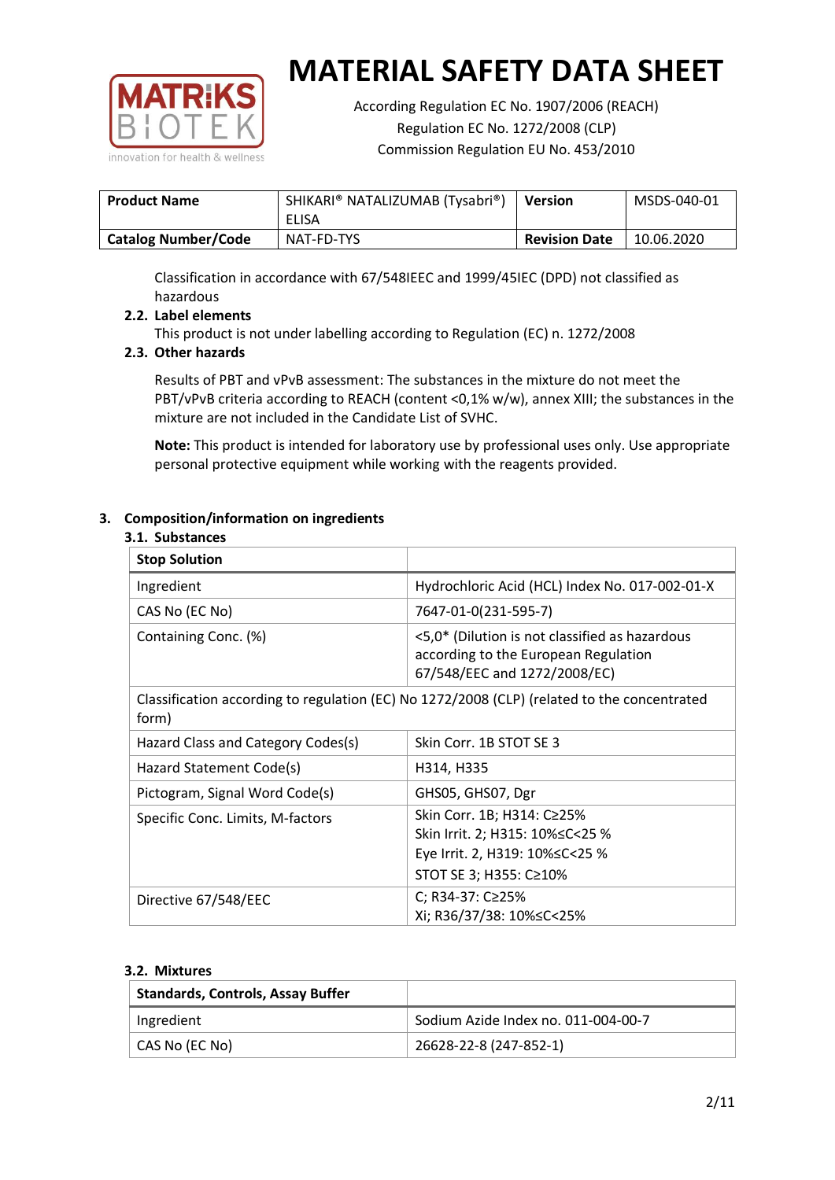# MATERIAL SAFETY DATA SHEET

According Regulation EC No. 1907/2006 (REACH)
Regulation EC No. 1272/2008 (CLP)
Commission Regulation EU No. 453/2010

| Product Name | SHIKARI® NATALIZUMAB (Tysabri®) ELISA | Version | MSDS-040-01 |
|---|---|---|---|
| Catalog Number/Code | NAT-FD-TYS | Revision Date | 10.06.2020 |

Classification in accordance with 67/548IEEC and 1999/45IEC (DPD) not classified as hazardous

### 2.2. Label elements

This product is not under labelling according to Regulation (EC) n. 1272/2008

### 2.3. Other hazards

Results of PBT and vPvB assessment: The substances in the mixture do not meet the PBT/vPvB criteria according to REACH (content <0,1% w/w), annex XIII; the substances in the mixture are not included in the Candidate List of SVHC.

**Note:** This product is intended for laboratory use by professional uses only. Use appropriate personal protective equipment while working with the reagents provided.

## 3. Composition/information on ingredients

### 3.1. Substances

| Stop Solution | |
|---|---|
| Ingredient | Hydrochloric Acid (HCL) Index No. 017-002-01-X |
| CAS No (EC No) | 7647-01-0(231-595-7) |
| Containing Conc. (%) | <5,0* (Dilution is not classified as hazardous according to the European Regulation 67/548/EEC and 1272/2008/EC) |
| Classification according to regulation (EC) No 1272/2008 (CLP) (related to the concentrated form) | |
| Hazard Class and Category Codes(s) | Skin Corr. 1B STOT SE 3 |
| Hazard Statement Code(s) | H314, H335 |
| Pictogram, Signal Word Code(s) | GHS05, GHS07, Dgr |
| Specific Conc. Limits, M-factors | Skin Corr. 1B; H314: C≥25%<br>Skin Irrit. 2; H315: 10%≤C<25 %<br>Eye Irrit. 2, H319: 10%≤C<25 %<br>STOT SE 3; H355: C≥10% |
| Directive 67/548/EEC | C; R34-37: C≥25%<br>Xi; R36/37/38: 10%≤C<25% |

### 3.2. Mixtures

| Standards, Controls, Assay Buffer | |
|---|---|
| Ingredient | Sodium Azide Index no. 011-004-00-7 |
| CAS No (EC No) | 26628-22-8 (247-852-1) |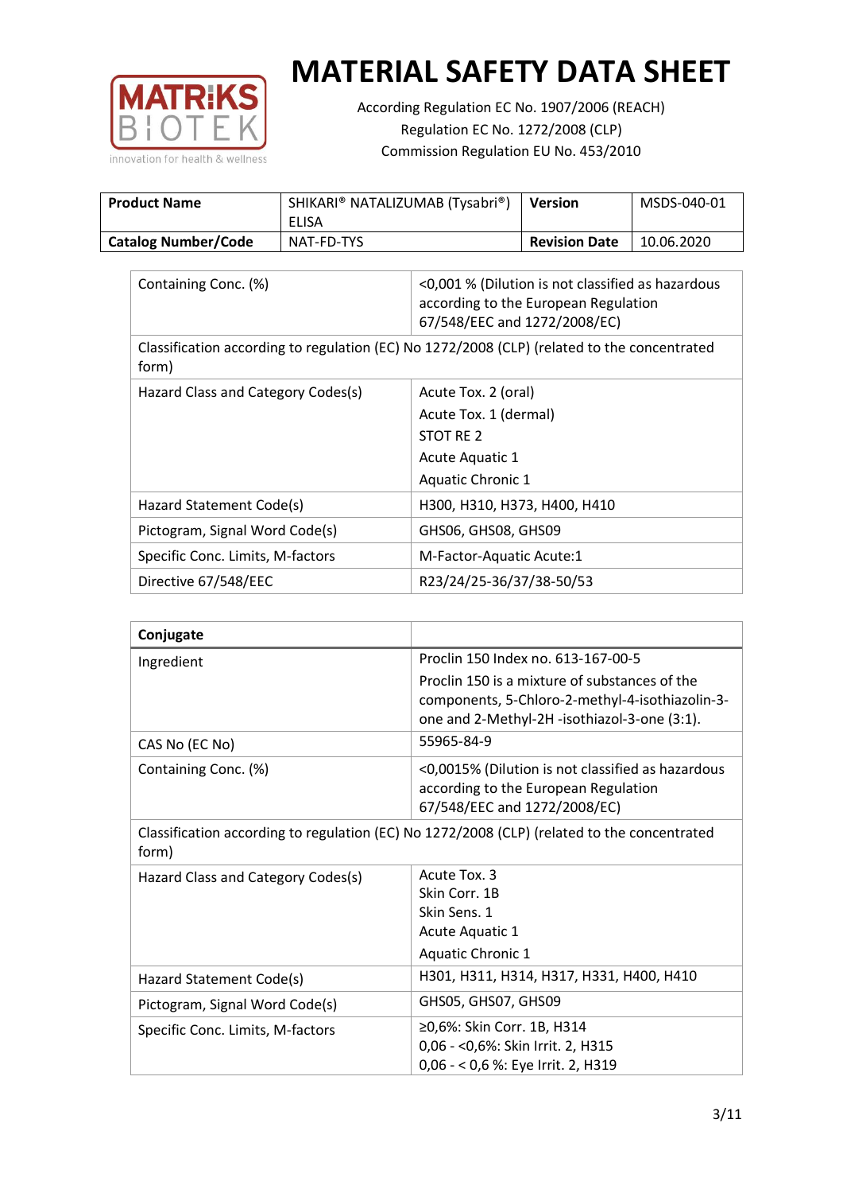# MATERIAL SAFETY DATA SHEET

According Regulation EC No. 1907/2006 (REACH)
Regulation EC No. 1272/2008 (CLP)
Commission Regulation EU No. 453/2010

| **Product Name** | SHIKARI® NATALIZUMAB (Tysabri®) ELISA | **Version** | MSDS-040-01 |
|---|---|---|---|
| **Catalog Number/Code** | NAT-FD-TYS | **Revision Date** | 10.06.2020 |

| Containing Conc. (%) | <0,001 % (Dilution is not classified as hazardous according to the European Regulation 67/548/EEC and 1272/2008/EC) |
|---|---|
| Classification according to regulation (EC) No 1272/2008 (CLP) (related to the concentrated form) | |
| Hazard Class and Category Codes(s) | Acute Tox. 2 (oral)<br>Acute Tox. 1 (dermal)<br>STOT RE 2<br>Acute Aquatic 1<br>Aquatic Chronic 1 |
| Hazard Statement Code(s) | H300, H310, H373, H400, H410 |
| Pictogram, Signal Word Code(s) | GHS06, GHS08, GHS09 |
| Specific Conc. Limits, M-factors | M-Factor-Aquatic Acute:1 |
| Directive 67/548/EEC | R23/24/25-36/37/38-50/53 |

| **Conjugate** | |
|---|---|
| Ingredient | Proclin 150 Index no. 613-167-00-5<br>Proclin 150 is a mixture of substances of the components, 5-Chloro-2-methyl-4-isothiazolin-3-one and 2-Methyl-2H -isothiazol-3-one (3:1). |
| CAS No (EC No) | 55965-84-9 |
| Containing Conc. (%) | <0,0015% (Dilution is not classified as hazardous according to the European Regulation 67/548/EEC and 1272/2008/EC) |
| Classification according to regulation (EC) No 1272/2008 (CLP) (related to the concentrated form) | |
| Hazard Class and Category Codes(s) | Acute Tox. 3<br>Skin Corr. 1B<br>Skin Sens. 1<br>Acute Aquatic 1<br>Aquatic Chronic 1 |
| Hazard Statement Code(s) | H301, H311, H314, H317, H331, H400, H410 |
| Pictogram, Signal Word Code(s) | GHS05, GHS07, GHS09 |
| Specific Conc. Limits, M-factors | ≥0,6%: Skin Corr. 1B, H314<br>0,06 - <0,6%: Skin Irrit. 2, H315<br>0,06 - < 0,6 %: Eye Irrit. 2, H319 |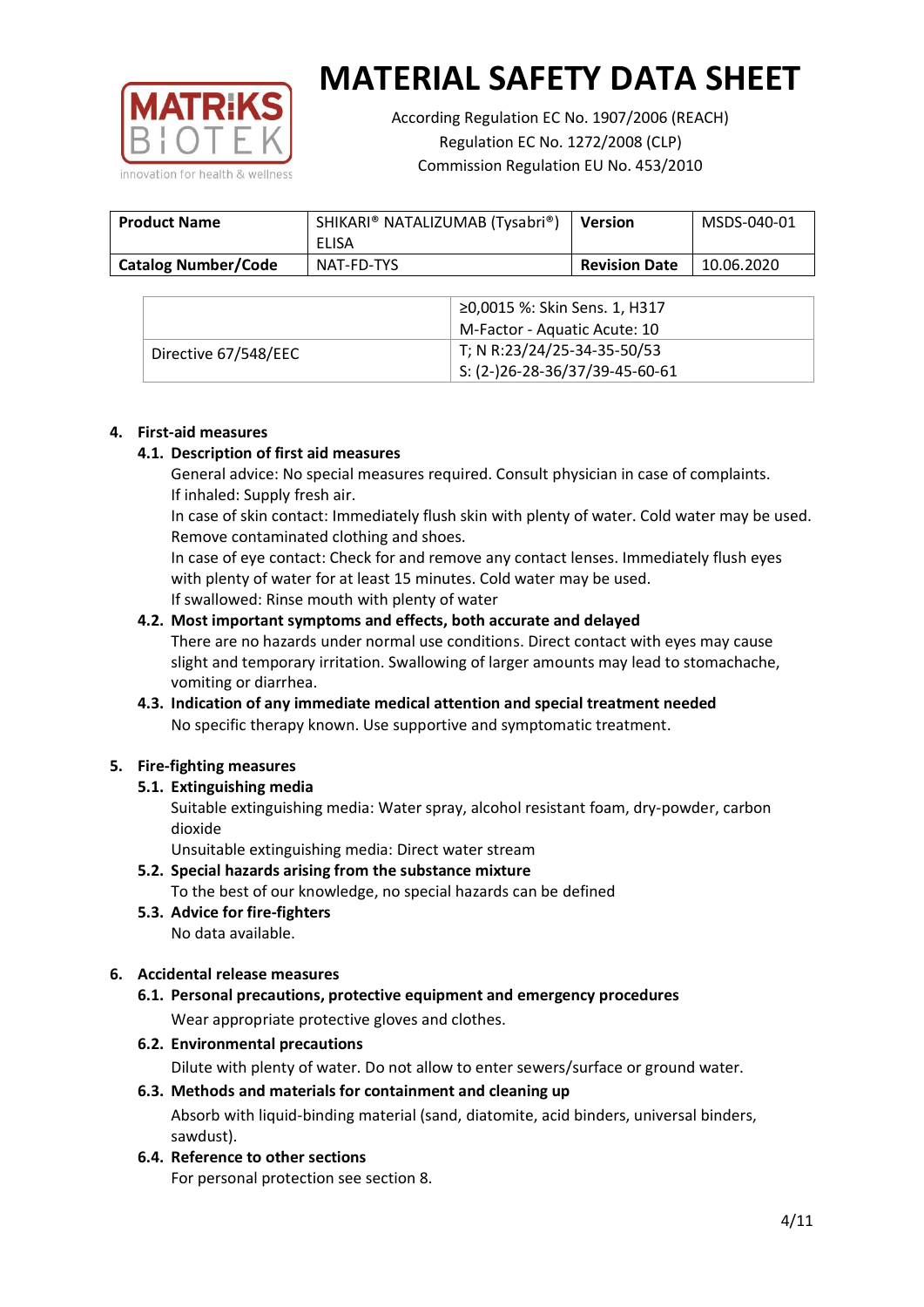| | |
|---|---|
| | ≥0,0015 %: Skin Sens. 1, H317<br>M-Factor - Aquatic Acute: 10 |
| Directive 67/548/EEC | T; N R:23/24/25-34-35-50/53<br>S: (2-)26-28-36/37/39-45-60-61 |

## 4. First-aid measures

### 4.1. Description of first aid measures

General advice: No special measures required. Consult physician in case of complaints.
If inhaled: Supply fresh air.
In case of skin contact: Immediately flush skin with plenty of water. Cold water may be used. Remove contaminated clothing and shoes.
In case of eye contact: Check for and remove any contact lenses. Immediately flush eyes with plenty of water for at least 15 minutes. Cold water may be used.
If swallowed: Rinse mouth with plenty of water

### 4.2. Most important symptoms and effects, both accurate and delayed

There are no hazards under normal use conditions. Direct contact with eyes may cause slight and temporary irritation. Swallowing of larger amounts may lead to stomachache, vomiting or diarrhea.

### 4.3. Indication of any immediate medical attention and special treatment needed

No specific therapy known. Use supportive and symptomatic treatment.

## 5. Fire-fighting measures

### 5.1. Extinguishing media

Suitable extinguishing media: Water spray, alcohol resistant foam, dry-powder, carbon dioxide
Unsuitable extinguishing media: Direct water stream

### 5.2. Special hazards arising from the substance mixture

To the best of our knowledge, no special hazards can be defined

### 5.3. Advice for fire-fighters

No data available.

## 6. Accidental release measures

### 6.1. Personal precautions, protective equipment and emergency procedures

Wear appropriate protective gloves and clothes.

### 6.2. Environmental precautions

Dilute with plenty of water. Do not allow to enter sewers/surface or ground water.

### 6.3. Methods and materials for containment and cleaning up

Absorb with liquid-binding material (sand, diatomite, acid binders, universal binders, sawdust).

### 6.4. Reference to other sections

For personal protection see section 8.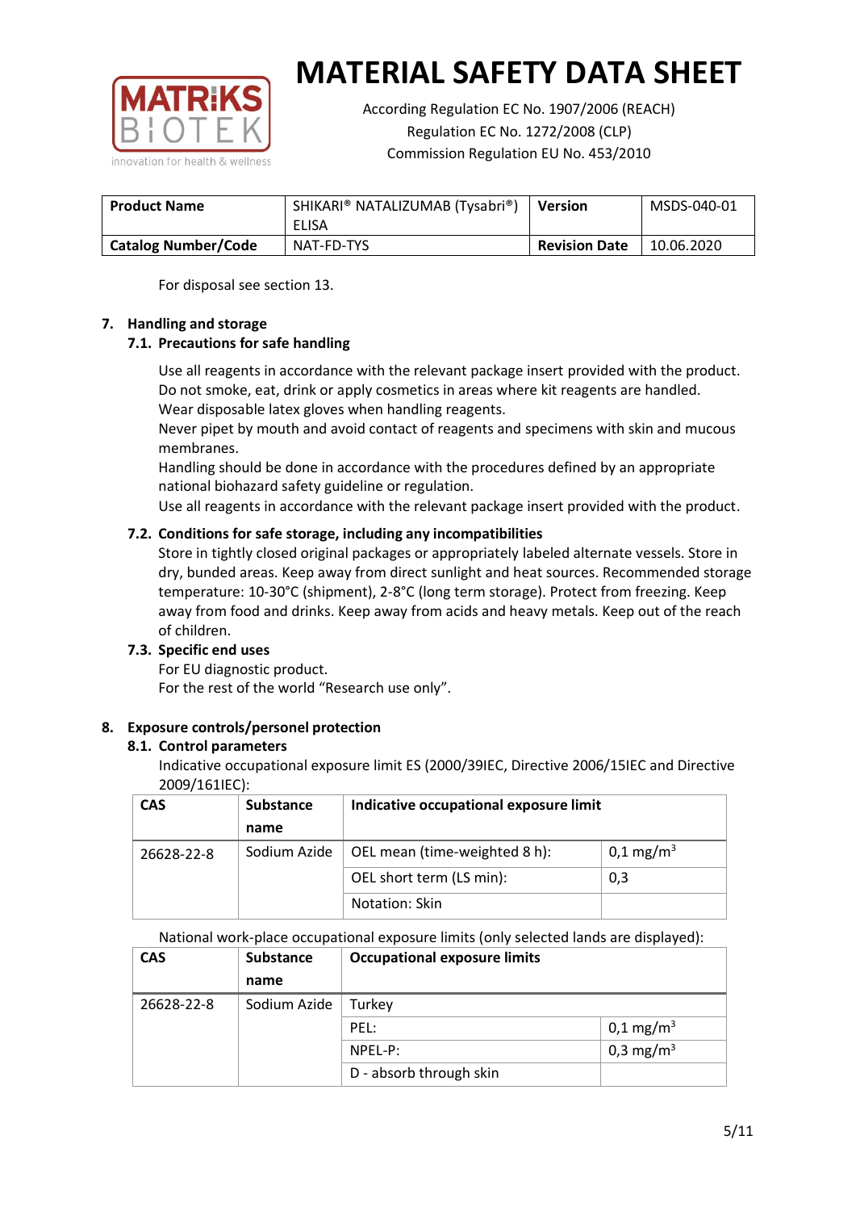# MATERIAL SAFETY DATA SHEET

According Regulation EC No. 1907/2006 (REACH)
Regulation EC No. 1272/2008 (CLP)
Commission Regulation EU No. 453/2010

| **Product Name** | SHIKARI® NATALIZUMAB (Tysabri®) ELISA | **Version** | MSDS-040-01 |
|---|---|---|---|
| **Catalog Number/Code** | NAT-FD-TYS | **Revision Date** | 10.06.2020 |

For disposal see section 13.

## 7. Handling and storage

### 7.1. Precautions for safe handling

Use all reagents in accordance with the relevant package insert provided with the product.
Do not smoke, eat, drink or apply cosmetics in areas where kit reagents are handled.
Wear disposable latex gloves when handling reagents.
Never pipet by mouth and avoid contact of reagents and specimens with skin and mucous membranes.
Handling should be done in accordance with the procedures defined by an appropriate national biohazard safety guideline or regulation.
Use all reagents in accordance with the relevant package insert provided with the product.

### 7.2. Conditions for safe storage, including any incompatibilities

Store in tightly closed original packages or appropriately labeled alternate vessels. Store in dry, bunded areas. Keep away from direct sunlight and heat sources. Recommended storage temperature: 10-30°C (shipment), 2-8°C (long term storage). Protect from freezing. Keep away from food and drinks. Keep away from acids and heavy metals. Keep out of the reach of children.

### 7.3. Specific end uses

For EU diagnostic product.
For the rest of the world "Research use only".

## 8. Exposure controls/personel protection

### 8.1. Control parameters

Indicative occupational exposure limit ES (2000/39IEC, Directive 2006/15IEC and Directive 2009/161IEC):

| CAS | Substance name | Indicative occupational exposure limit | |
|---|---|---|---|
| 26628-22-8 | Sodium Azide | OEL mean (time-weighted 8 h): | 0,1 mg/m$^3$ |
| | | OEL short term (LS min): | 0,3 |
| | | Notation: Skin | |

National work-place occupational exposure limits (only selected lands are displayed):

| CAS | Substance name | Occupational exposure limits | |
|---|---|---|---|
| 26628-22-8 | Sodium Azide | Turkey | |
| | | PEL: | 0,1 mg/m$^3$ |
| | | NPEL-P: | 0,3 mg/m$^3$ |
| | | D - absorb through skin | |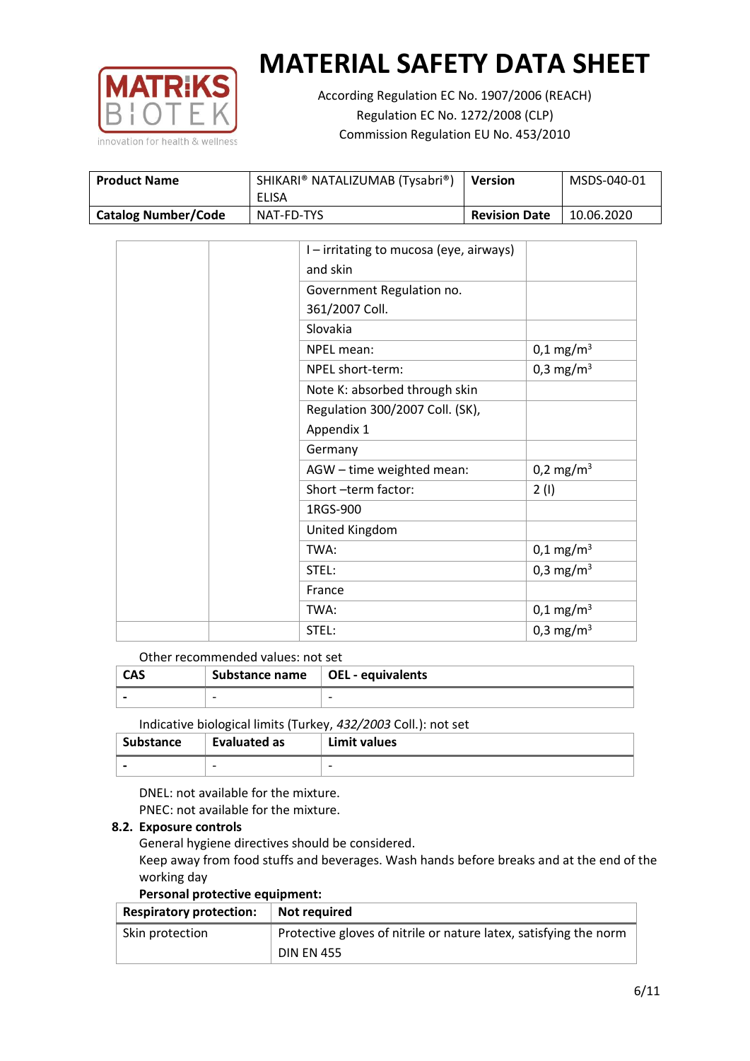| | | | |
|---|---|---|---|
| | | I – irritating to mucosa (eye, airways) and skin | |
| | | Government Regulation no. 361/2007 Coll. | |
| | | Slovakia | |
| | | NPEL mean: | 0,1 mg/m$^3$ |
| | | NPEL short-term: | 0,3 mg/m$^3$ |
| | | Note K: absorbed through skin | |
| | | Regulation 300/2007 Coll. (SK), Appendix 1 | |
| | | Germany | |
| | | AGW – time weighted mean: | 0,2 mg/m$^3$ |
| | | Short –term factor: | 2 (I) |
| | | 1RGS-900 | |
| | | United Kingdom | |
| | | TWA: | 0,1 mg/m$^3$ |
| | | STEL: | 0,3 mg/m$^3$ |
| | | France | |
| | | TWA: | 0,1 mg/m$^3$ |
| | | STEL: | 0,3 mg/m$^3$ |

Other recommended values: not set

| CAS | Substance name | OEL - equivalents |
|---|---|---|
| - | - | - |

Indicative biological limits (Turkey, *432/2003* Coll.): not set

| Substance | Evaluated as | Limit values |
|---|---|---|
| - | - | - |

DNEL: not available for the mixture.
PNEC: not available for the mixture.

**8.2. Exposure controls**

General hygiene directives should be considered.
Keep away from food stuffs and beverages. Wash hands before breaks and at the end of the working day

**Personal protective equipment:**

| Respiratory protection: | Not required |
|---|---|
| Skin protection | Protective gloves of nitrile or nature latex, satisfying the norm DIN EN 455 |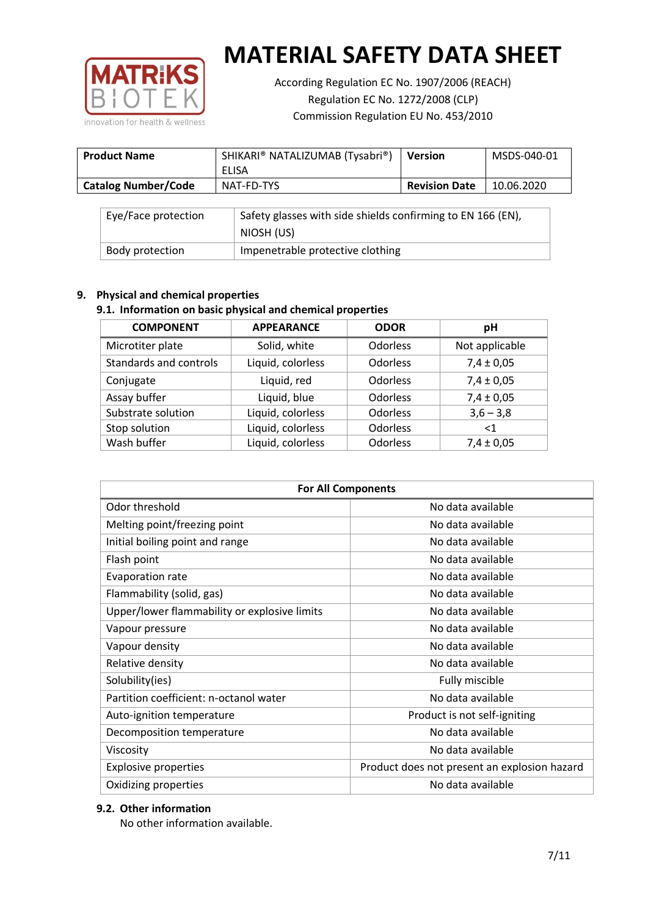# MATERIAL SAFETY DATA SHEET

According Regulation EC No. 1907/2006 (REACH)
Regulation EC No. 1272/2008 (CLP)
Commission Regulation EU No. 453/2010

| **Product Name** | SHIKARI® NATALIZUMAB (Tysabri®) ELISA | **Version** | MSDS-040-01 |
|---|---|---|---|
| **Catalog Number/Code** | NAT-FD-TYS | **Revision Date** | 10.06.2020 |

| Eye/Face protection | Safety glasses with side shields confirming to EN 166 (EN), NIOSH (US) |
|---|---|
| Body protection | Impenetrable protective clothing |

## 9. Physical and chemical properties

### 9.1. Information on basic physical and chemical properties

| COMPONENT | APPEARANCE | ODOR | pH |
|---|---|---|---|
| Microtiter plate | Solid, white | Odorless | Not applicable |
| Standards and controls | Liquid, colorless | Odorless | 7,4 ± 0,05 |
| Conjugate | Liquid, red | Odorless | 7,4 ± 0,05 |
| Assay buffer | Liquid, blue | Odorless | 7,4 ± 0,05 |
| Substrate solution | Liquid, colorless | Odorless | 3,6 – 3,8 |
| Stop solution | Liquid, colorless | Odorless | <1 |
| Wash buffer | Liquid, colorless | Odorless | 7,4 ± 0,05 |

| For All Components | |
|---|---|
| Odor threshold | No data available |
| Melting point/freezing point | No data available |
| Initial boiling point and range | No data available |
| Flash point | No data available |
| Evaporation rate | No data available |
| Flammability (solid, gas) | No data available |
| Upper/lower flammability or explosive limits | No data available |
| Vapour pressure | No data available |
| Vapour density | No data available |
| Relative density | No data available |
| Solubility(ies) | Fully miscible |
| Partition coefficient: n-octanol water | No data available |
| Auto-ignition temperature | Product is not self-igniting |
| Decomposition temperature | No data available |
| Viscosity | No data available |
| Explosive properties | Product does not present an explosion hazard |
| Oxidizing properties | No data available |

### 9.2. Other information

No other information available.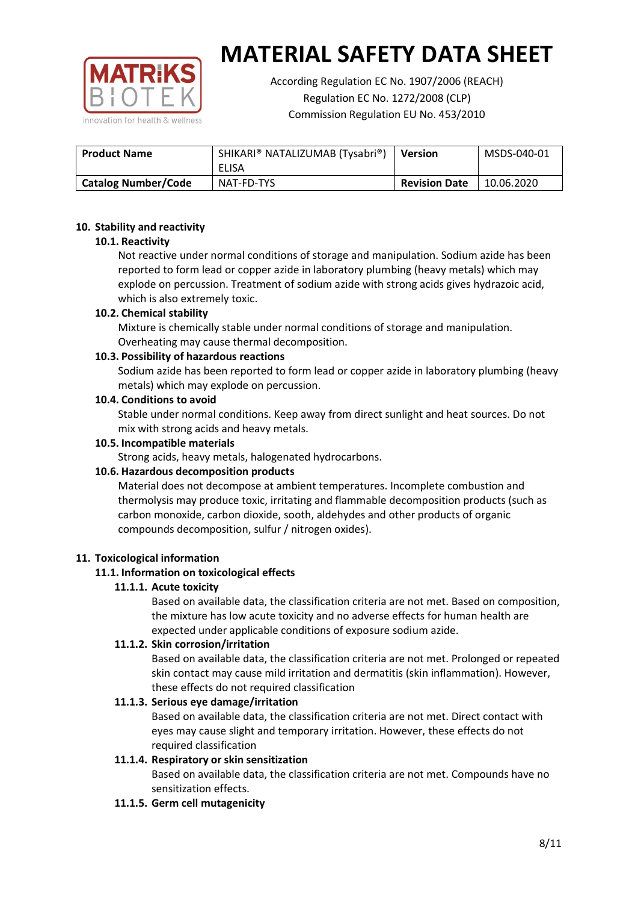| Product Name | SHIKARI® NATALIZUMAB (Tysabri®) ELISA | Version | MSDS-040-01 |
|---|---|---|---|
| Catalog Number/Code | NAT-FD-TYS | Revision Date | 10.06.2020 |

## 10. Stability and reactivity

### 10.1. Reactivity

Not reactive under normal conditions of storage and manipulation. Sodium azide has been reported to form lead or copper azide in laboratory plumbing (heavy metals) which may explode on percussion. Treatment of sodium azide with strong acids gives hydrazoic acid, which is also extremely toxic.

### 10.2. Chemical stability

Mixture is chemically stable under normal conditions of storage and manipulation. Overheating may cause thermal decomposition.

### 10.3. Possibility of hazardous reactions

Sodium azide has been reported to form lead or copper azide in laboratory plumbing (heavy metals) which may explode on percussion.

### 10.4. Conditions to avoid

Stable under normal conditions. Keep away from direct sunlight and heat sources. Do not mix with strong acids and heavy metals.

### 10.5. Incompatible materials

Strong acids, heavy metals, halogenated hydrocarbons.

### 10.6. Hazardous decomposition products

Material does not decompose at ambient temperatures. Incomplete combustion and thermolysis may produce toxic, irritating and flammable decomposition products (such as carbon monoxide, carbon dioxide, sooth, aldehydes and other products of organic compounds decomposition, sulfur / nitrogen oxides).

## 11. Toxicological information

### 11.1. Information on toxicological effects

#### 11.1.1. Acute toxicity

Based on available data, the classification criteria are not met. Based on composition, the mixture has low acute toxicity and no adverse effects for human health are expected under applicable conditions of exposure sodium azide.

#### 11.1.2. Skin corrosion/irritation

Based on available data, the classification criteria are not met. Prolonged or repeated skin contact may cause mild irritation and dermatitis (skin inflammation). However, these effects do not required classification

#### 11.1.3. Serious eye damage/irritation

Based on available data, the classification criteria are not met. Direct contact with eyes may cause slight and temporary irritation. However, these effects do not required classification

#### 11.1.4. Respiratory or skin sensitization

Based on available data, the classification criteria are not met. Compounds have no sensitization effects.

#### 11.1.5. Germ cell mutagenicity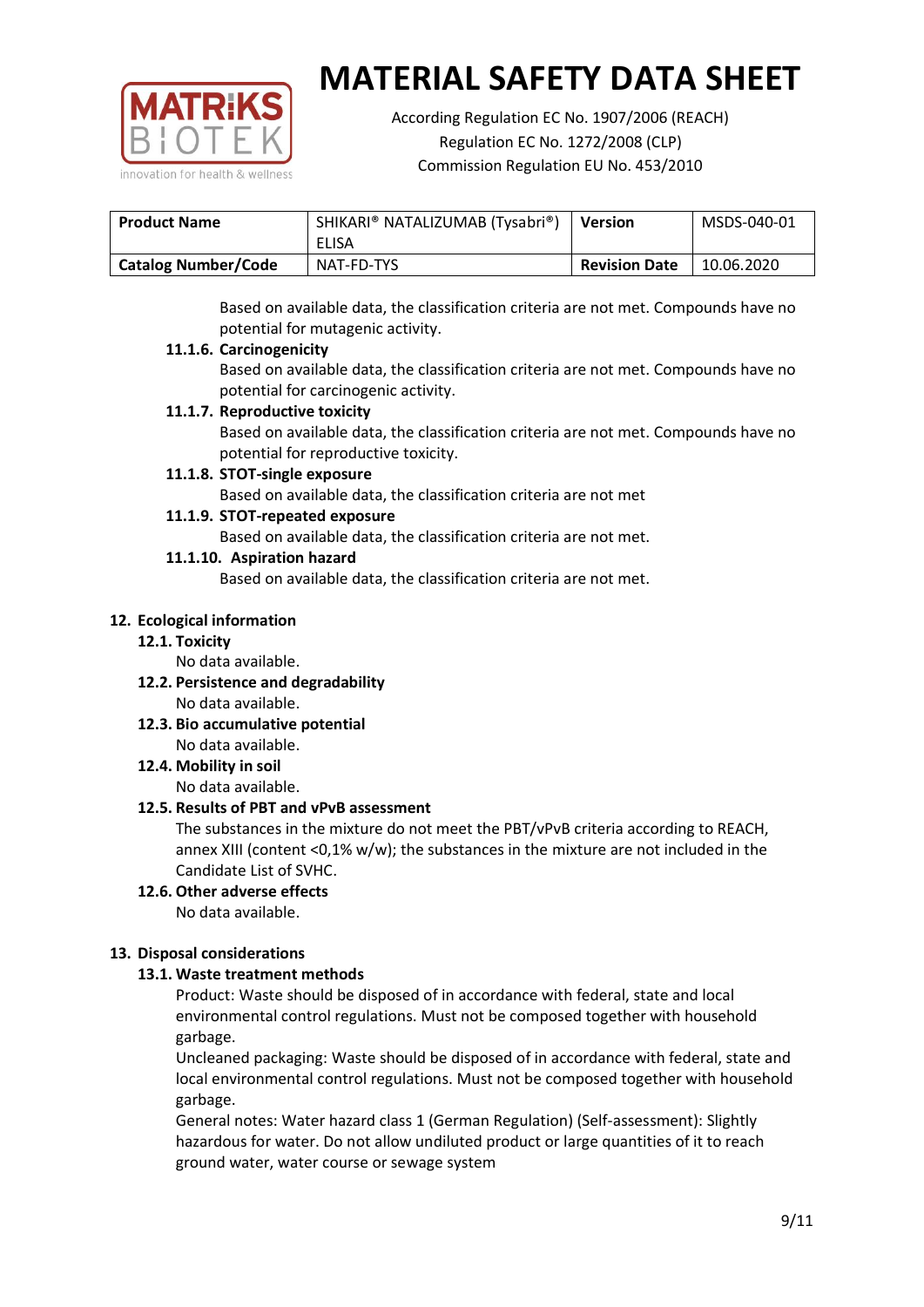Based on available data, the classification criteria are not met. Compounds have no potential for mutagenic activity.

#### 11.1.6. Carcinogenicity

Based on available data, the classification criteria are not met. Compounds have no potential for carcinogenic activity.

#### 11.1.7. Reproductive toxicity

Based on available data, the classification criteria are not met. Compounds have no potential for reproductive toxicity.

#### 11.1.8. STOT-single exposure

Based on available data, the classification criteria are not met

#### 11.1.9. STOT-repeated exposure

Based on available data, the classification criteria are not met.

#### 11.1.10. Aspiration hazard

Based on available data, the classification criteria are not met.

## 12. Ecological information

### 12.1. Toxicity

No data available.

### 12.2. Persistence and degradability

No data available.

### 12.3. Bio accumulative potential

No data available.

### 12.4. Mobility in soil

No data available.

### 12.5. Results of PBT and vPvB assessment

The substances in the mixture do not meet the PBT/vPvB criteria according to REACH, annex XIII (content <0,1% w/w); the substances in the mixture are not included in the Candidate List of SVHC.

### 12.6. Other adverse effects

No data available.

## 13. Disposal considerations

### 13.1. Waste treatment methods

Product: Waste should be disposed of in accordance with federal, state and local environmental control regulations. Must not be composed together with household garbage.

Uncleaned packaging: Waste should be disposed of in accordance with federal, state and local environmental control regulations. Must not be composed together with household garbage.

General notes: Water hazard class 1 (German Regulation) (Self-assessment): Slightly hazardous for water. Do not allow undiluted product or large quantities of it to reach ground water, water course or sewage system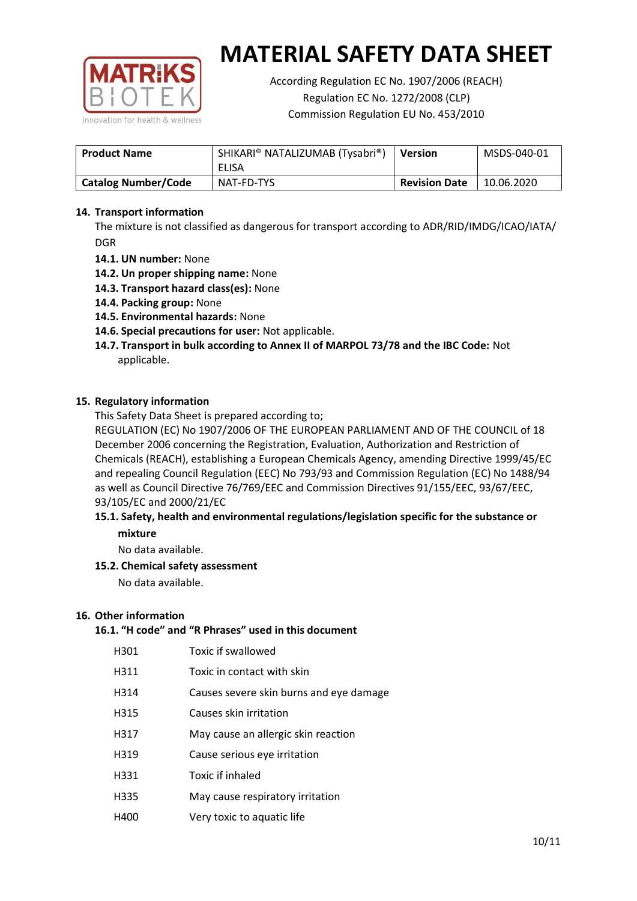# MATERIAL SAFETY DATA SHEET

According Regulation EC No. 1907/2006 (REACH)
Regulation EC No. 1272/2008 (CLP)
Commission Regulation EU No. 453/2010

| **Product Name** | SHIKARI® NATALIZUMAB (Tysabri®) ELISA | **Version** | MSDS-040-01 |
|---|---|---|---|
| **Catalog Number/Code** | NAT-FD-TYS | **Revision Date** | 10.06.2020 |

## 14. Transport information

The mixture is not classified as dangerous for transport according to ADR/RID/IMDG/ICAO/IATA/DGR

- **14.1. UN number:** None
- **14.2. Un proper shipping name:** None
- **14.3. Transport hazard class(es):** None
- **14.4. Packing group:** None
- **14.5. Environmental hazards:** None
- **14.6. Special precautions for user:** Not applicable.
- **14.7. Transport in bulk according to Annex II of MARPOL 73/78 and the IBC Code:** Not applicable.

## 15. Regulatory information

This Safety Data Sheet is prepared according to;

REGULATION (EC) No 1907/2006 OF THE EUROPEAN PARLIAMENT AND OF THE COUNCIL of 18 December 2006 concerning the Registration, Evaluation, Authorization and Restriction of Chemicals (REACH), establishing a European Chemicals Agency, amending Directive 1999/45/EC and repealing Council Regulation (EEC) No 793/93 and Commission Regulation (EC) No 1488/94 as well as Council Directive 76/769/EEC and Commission Directives 91/155/EEC, 93/67/EEC, 93/105/EC and 2000/21/EC

**15.1. Safety, health and environmental regulations/legislation specific for the substance or mixture**

No data available.

**15.2. Chemical safety assessment**

No data available.

## 16. Other information

**16.1. "H code" and "R Phrases" used in this document**

| | |
|---|---|
| H301 | Toxic if swallowed |
| H311 | Toxic in contact with skin |
| H314 | Causes severe skin burns and eye damage |
| H315 | Causes skin irritation |
| H317 | May cause an allergic skin reaction |
| H319 | Cause serious eye irritation |
| H331 | Toxic if inhaled |
| H335 | May cause respiratory irritation |
| H400 | Very toxic to aquatic life |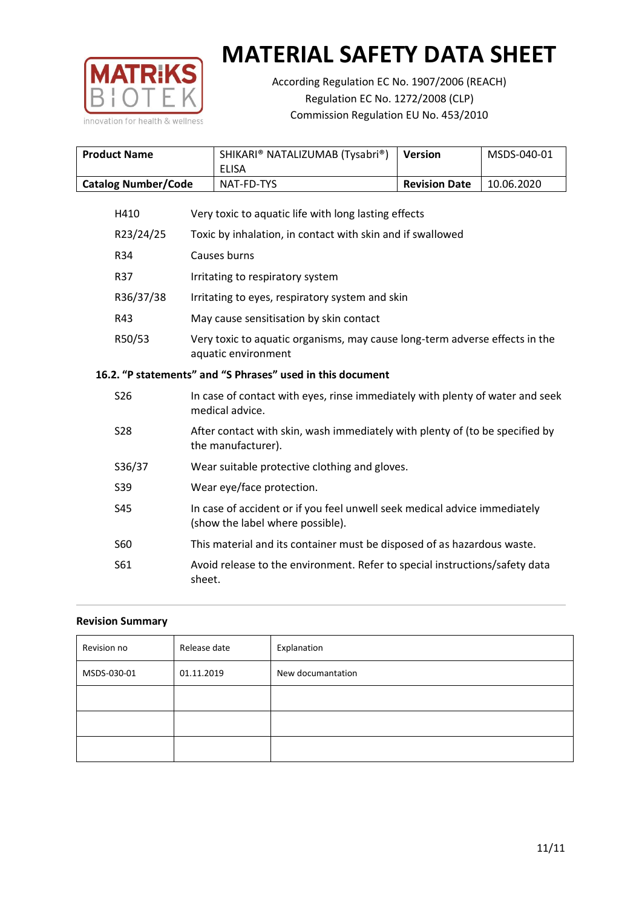# MATERIAL SAFETY DATA SHEET

According Regulation EC No. 1907/2006 (REACH)
Regulation EC No. 1272/2008 (CLP)
Commission Regulation EU No. 453/2010

| | | | |
|---|---|---|---|
| **Product Name** | SHIKARI® NATALIZUMAB (Tysabri®) ELISA | **Version** | MSDS-040-01 |
| **Catalog Number/Code** | NAT-FD-TYS | **Revision Date** | 10.06.2020 |

| | |
|---|---|
| H410 | Very toxic to aquatic life with long lasting effects |
| R23/24/25 | Toxic by inhalation, in contact with skin and if swallowed |
| R34 | Causes burns |
| R37 | Irritating to respiratory system |
| R36/37/38 | Irritating to eyes, respiratory system and skin |
| R43 | May cause sensitisation by skin contact |
| R50/53 | Very toxic to aquatic organisms, may cause long-term adverse effects in the aquatic environment |

### 16.2. "P statements" and "S Phrases" used in this document

| | |
|---|---|
| S26 | In case of contact with eyes, rinse immediately with plenty of water and seek medical advice. |
| S28 | After contact with skin, wash immediately with plenty of (to be specified by the manufacturer). |
| S36/37 | Wear suitable protective clothing and gloves. |
| S39 | Wear eye/face protection. |
| S45 | In case of accident or if you feel unwell seek medical advice immediately (show the label where possible). |
| S60 | This material and its container must be disposed of as hazardous waste. |
| S61 | Avoid release to the environment. Refer to special instructions/safety data sheet. |

**Revision Summary**

| Revision no | Release date | Explanation |
|---|---|---|
| MSDS-030-01 | 01.11.2019 | New documantation |
| | | |
| | | |
| | | |